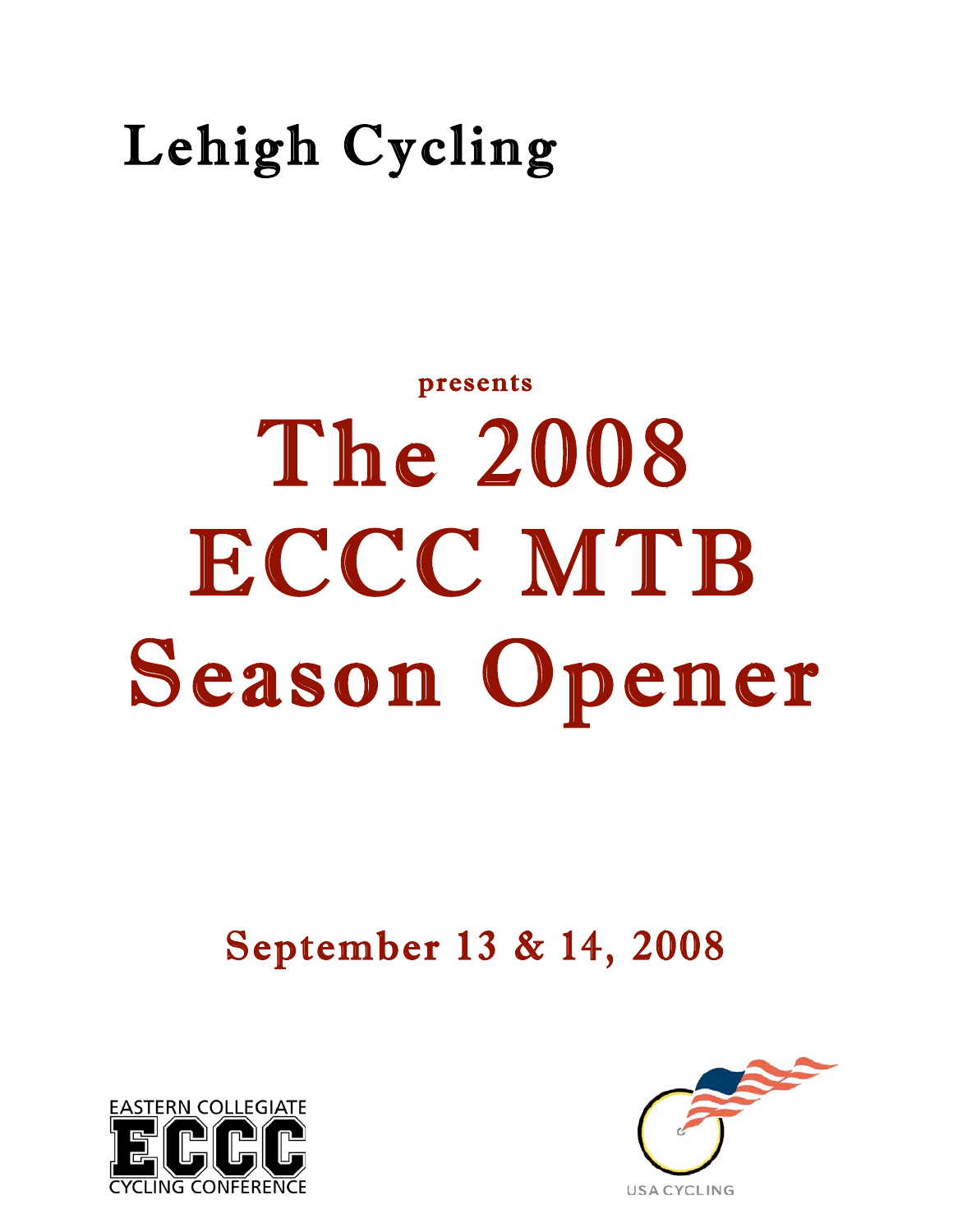# Lehigh Cycling

presents

# The 2008 ECCC MTB Season Opener

## September 13 & 14, 2008

EASTERN COLLEGIATE ECCC CYCLING CONFERENCE

USA CYCLING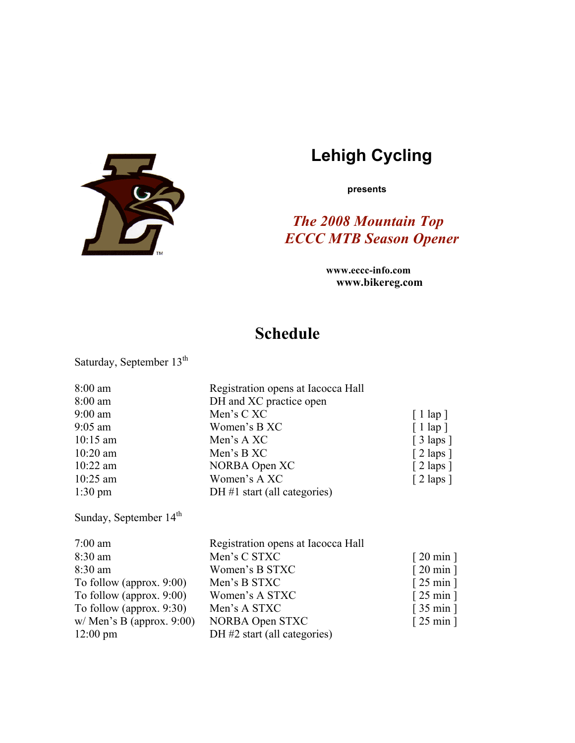# Lehigh Cycling

**presents**

***The 2008 Mountain Top ECCC MTB Season Opener***

**www.eccc-info.com**
**www.bikereg.com**

## Schedule

Saturday, September 13th

| | | |
|---|---|---|
| 8:00 am | Registration opens at Iacocca Hall | |
| 8:00 am | DH and XC practice open | |
| 9:00 am | Men's C XC | [ 1 lap ] |
| 9:05 am | Women's B XC | [ 1 lap ] |
| 10:15 am | Men's A XC | [ 3 laps ] |
| 10:20 am | Men's B XC | [ 2 laps ] |
| 10:22 am | NORBA Open XC | [ 2 laps ] |
| 10:25 am | Women's A XC | [ 2 laps ] |
| 1:30 pm | DH #1 start (all categories) | |

Sunday, September 14th

| | | |
|---|---|---|
| 7:00 am | Registration opens at Iacocca Hall | |
| 8:30 am | Men's C STXC | [ 20 min ] |
| 8:30 am | Women's B STXC | [ 20 min ] |
| To follow (approx. 9:00) | Men's B STXC | [ 25 min ] |
| To follow (approx. 9:00) | Women's A STXC | [ 25 min ] |
| To follow (approx. 9:30) | Men's A STXC | [ 35 min ] |
| w/ Men's B (approx. 9:00) | NORBA Open STXC | [ 25 min ] |
| 12:00 pm | DH #2 start (all categories) | |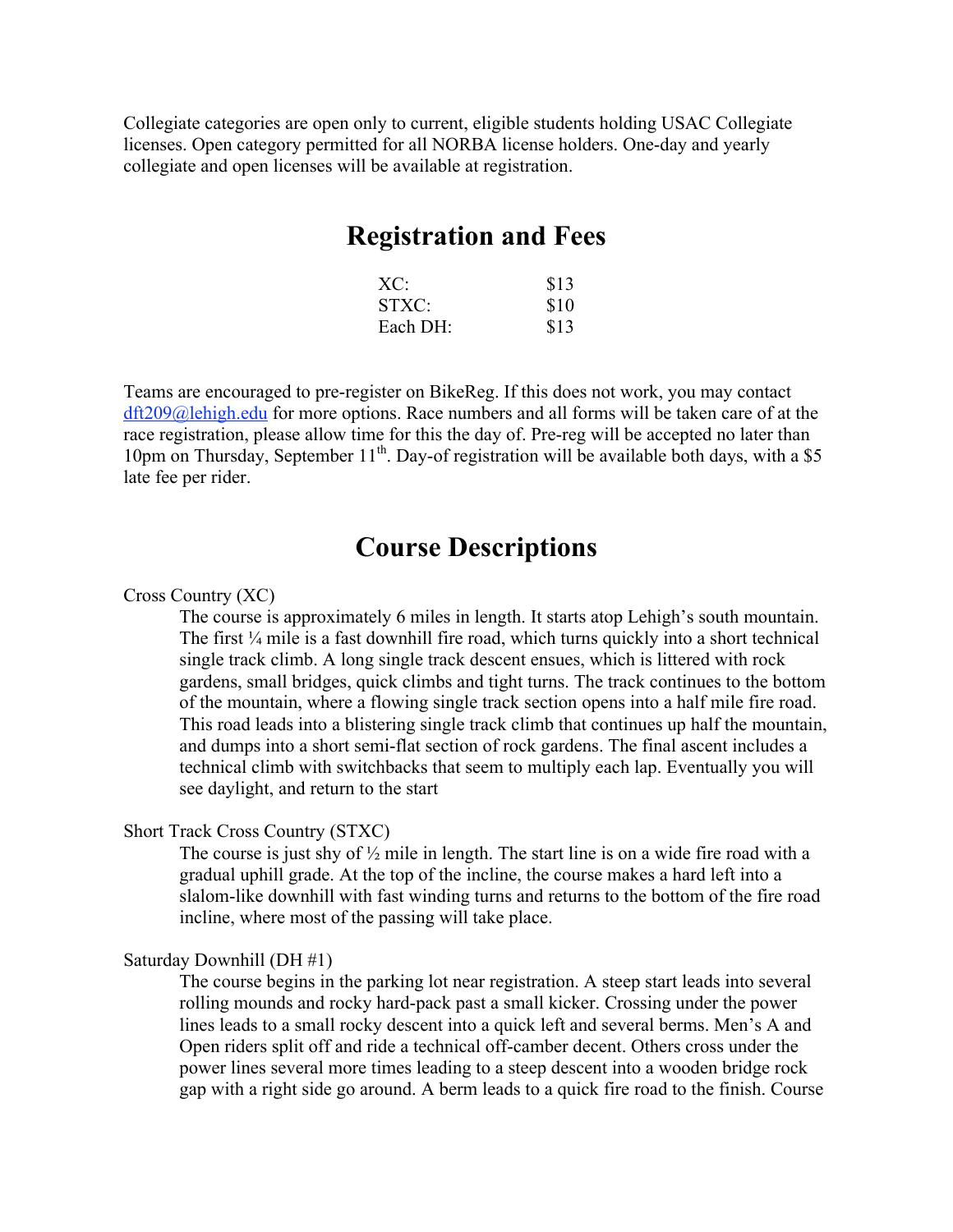Collegiate categories are open only to current, eligible students holding USAC Collegiate licenses. Open category permitted for all NORBA license holders. One-day and yearly collegiate and open licenses will be available at registration.

## Registration and Fees

| | |
|---|---|
| XC: | $13 |
| STXC: | $10 |
| Each DH: | $13 |

Teams are encouraged to pre-register on BikeReg. If this does not work, you may contact dft209@lehigh.edu for more options. Race numbers and all forms will be taken care of at the race registration, please allow time for this the day of. Pre-reg will be accepted no later than 10pm on Thursday, September 11th. Day-of registration will be available both days, with a $5 late fee per rider.

## Course Descriptions

Cross Country (XC)

The course is approximately 6 miles in length. It starts atop Lehigh's south mountain. The first ¼ mile is a fast downhill fire road, which turns quickly into a short technical single track climb. A long single track descent ensues, which is littered with rock gardens, small bridges, quick climbs and tight turns. The track continues to the bottom of the mountain, where a flowing single track section opens into a half mile fire road. This road leads into a blistering single track climb that continues up half the mountain, and dumps into a short semi-flat section of rock gardens. The final ascent includes a technical climb with switchbacks that seem to multiply each lap. Eventually you will see daylight, and return to the start

Short Track Cross Country (STXC)

The course is just shy of ½ mile in length. The start line is on a wide fire road with a gradual uphill grade. At the top of the incline, the course makes a hard left into a slalom-like downhill with fast winding turns and returns to the bottom of the fire road incline, where most of the passing will take place.

Saturday Downhill (DH #1)

The course begins in the parking lot near registration. A steep start leads into several rolling mounds and rocky hard-pack past a small kicker. Crossing under the power lines leads to a small rocky descent into a quick left and several berms. Men's A and Open riders split off and ride a technical off-camber decent. Others cross under the power lines several more times leading to a steep descent into a wooden bridge rock gap with a right side go around. A berm leads to a quick fire road to the finish. Course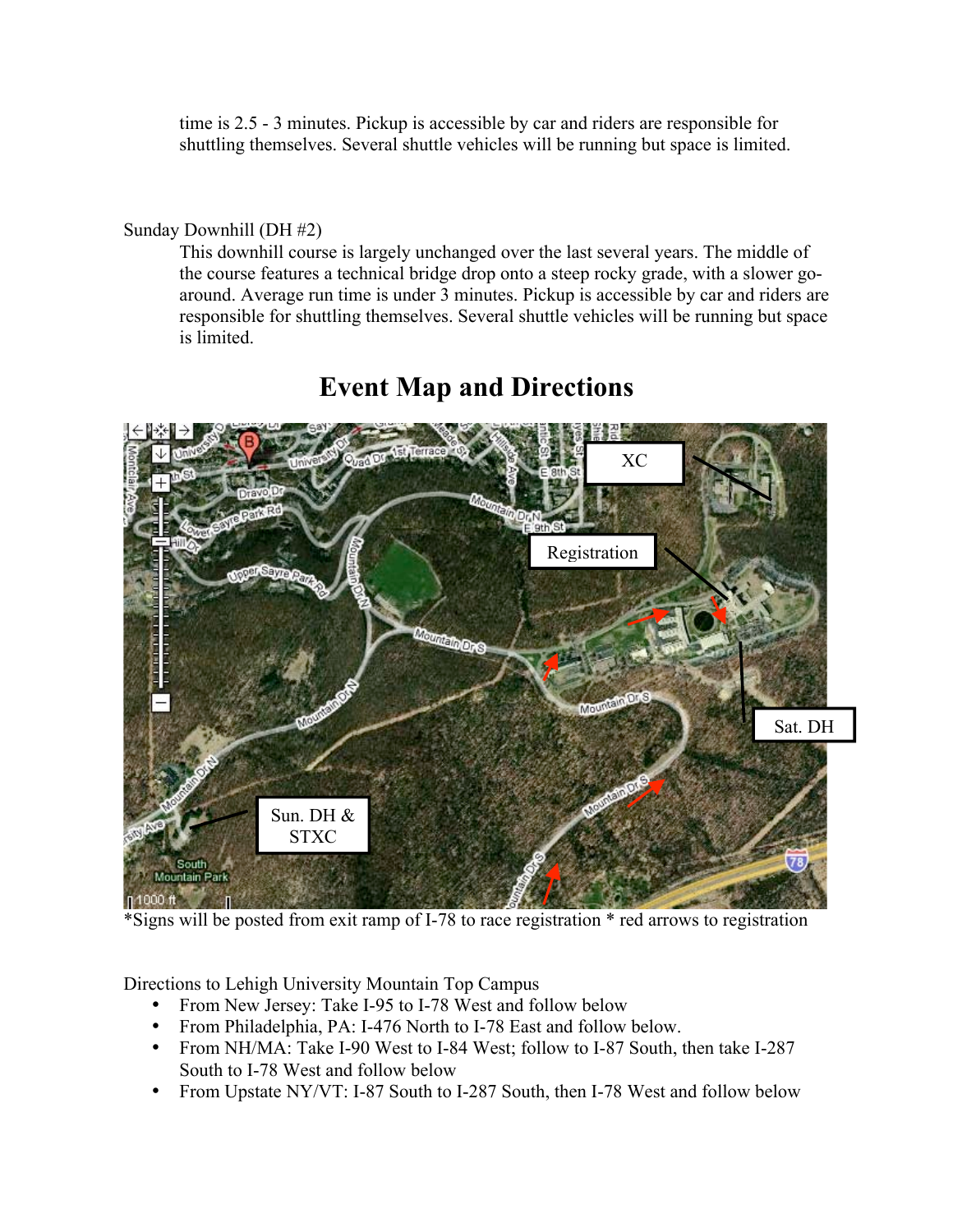time is 2.5 - 3 minutes. Pickup is accessible by car and riders are responsible for shuttling themselves. Several shuttle vehicles will be running but space is limited.

Sunday Downhill (DH #2)

This downhill course is largely unchanged over the last several years. The middle of the course features a technical bridge drop onto a steep rocky grade, with a slower go-around. Average run time is under 3 minutes. Pickup is accessible by car and riders are responsible for shuttling themselves. Several shuttle vehicles will be running but space is limited.

# Event Map and Directions

*Signs will be posted from exit ramp of I-78 to race registration * red arrows to registration

Directions to Lehigh University Mountain Top Campus

- From New Jersey: Take I-95 to I-78 West and follow below
- From Philadelphia, PA: I-476 North to I-78 East and follow below.
- From NH/MA: Take I-90 West to I-84 West; follow to I-87 South, then take I-287 South to I-78 West and follow below
- From Upstate NY/VT: I-87 South to I-287 South, then I-78 West and follow below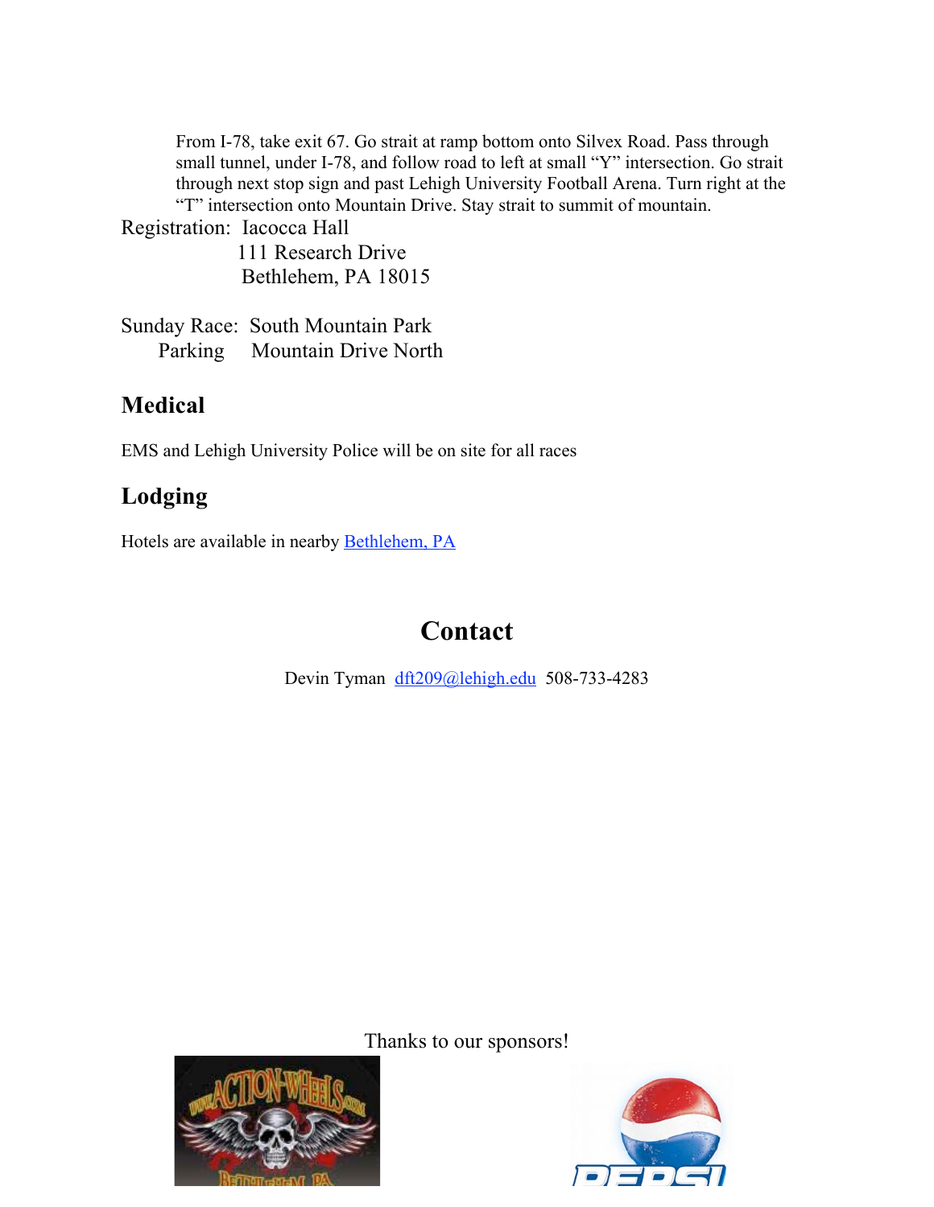From I-78, take exit 67. Go strait at ramp bottom onto Silvex Road. Pass through small tunnel, under I-78, and follow road to left at small "Y" intersection. Go strait through next stop sign and past Lehigh University Football Arena. Turn right at the "T" intersection onto Mountain Drive. Stay strait to summit of mountain.

Registration: Iacocca Hall
111 Research Drive
Bethlehem, PA 18015

Sunday Race: South Mountain Park
Parking Mountain Drive North

## Medical

EMS and Lehigh University Police will be on site for all races

## Lodging

Hotels are available in nearby Bethlehem, PA

## Contact

Devin Tyman dft209@lehigh.edu 508-733-4283

Thanks to our sponsors!